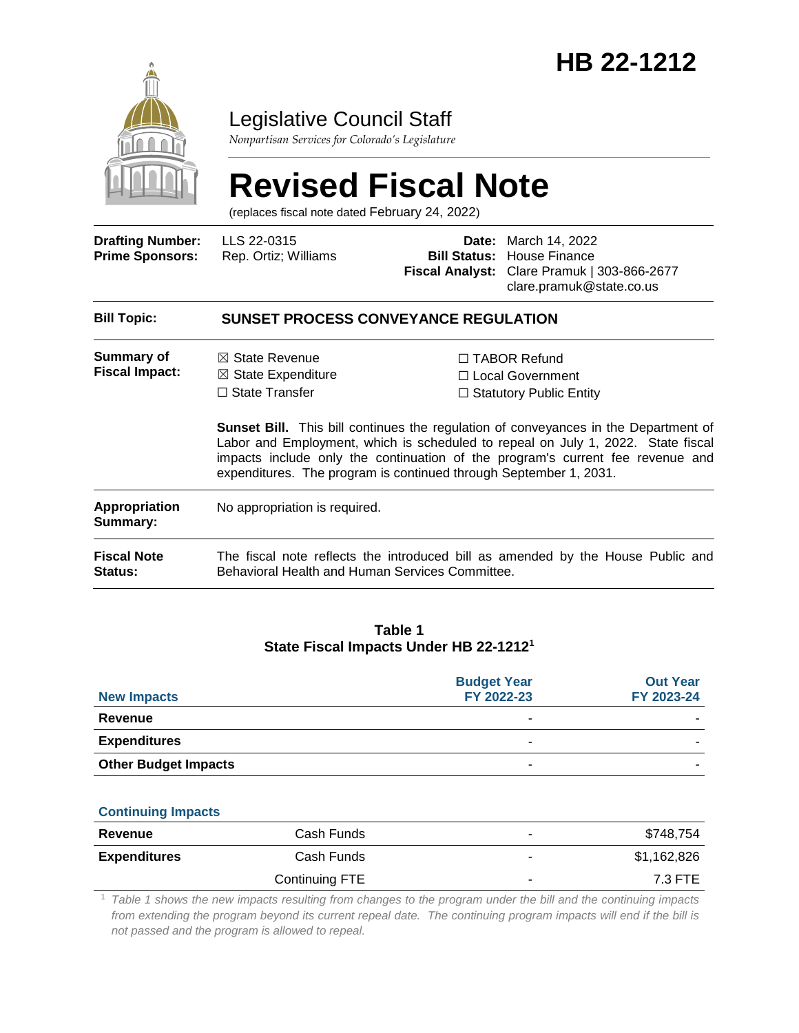# HB 22-1212

## Legislative Council Staff

*Nonpartisan Services for Colorado's Legislature*

# Revised Fiscal Note

(replaces fiscal note dated February 24, 2022)

**Drafting Number:** LLS 22-0315
**Prime Sponsors:** Rep. Ortiz; Williams

**Date:** March 14, 2022
**Bill Status:** House Finance
**Fiscal Analyst:** Clare Pramuk | 303-866-2677
clare.pramuk@state.co.us

**Bill Topic:** **SUNSET PROCESS CONVEYANCE REGULATION**

**Summary of Fiscal Impact:**

☒ State Revenue
☒ State Expenditure
☐ State Transfer
☐ TABOR Refund
☐ Local Government
☐ Statutory Public Entity

**Sunset Bill.** This bill continues the regulation of conveyances in the Department of Labor and Employment, which is scheduled to repeal on July 1, 2022. State fiscal impacts include only the continuation of the program's current fee revenue and expenditures. The program is continued through September 1, 2031.

**Appropriation Summary:** No appropriation is required.

**Fiscal Note Status:** The fiscal note reflects the introduced bill as amended by the House Public and Behavioral Health and Human Services Committee.

**Table 1**
**State Fiscal Impacts Under HB 22-1212[1]**

| New Impacts | | Budget Year FY 2022-23 | Out Year FY 2023-24 |
|---|---|---|---|
| **Revenue** | | - | - |
| **Expenditures** | | - | - |
| **Other Budget Impacts** | | - | - |
| **Continuing Impacts** | | | |
| **Revenue** | Cash Funds | - | $748,754 |
| **Expenditures** | Cash Funds | - | $1,162,826 |
| | Continuing FTE | - | 7.3 FTE |

[1] *Table 1 shows the new impacts resulting from changes to the program under the bill and the continuing impacts from extending the program beyond its current repeal date. The continuing program impacts will end if the bill is not passed and the program is allowed to repeal.*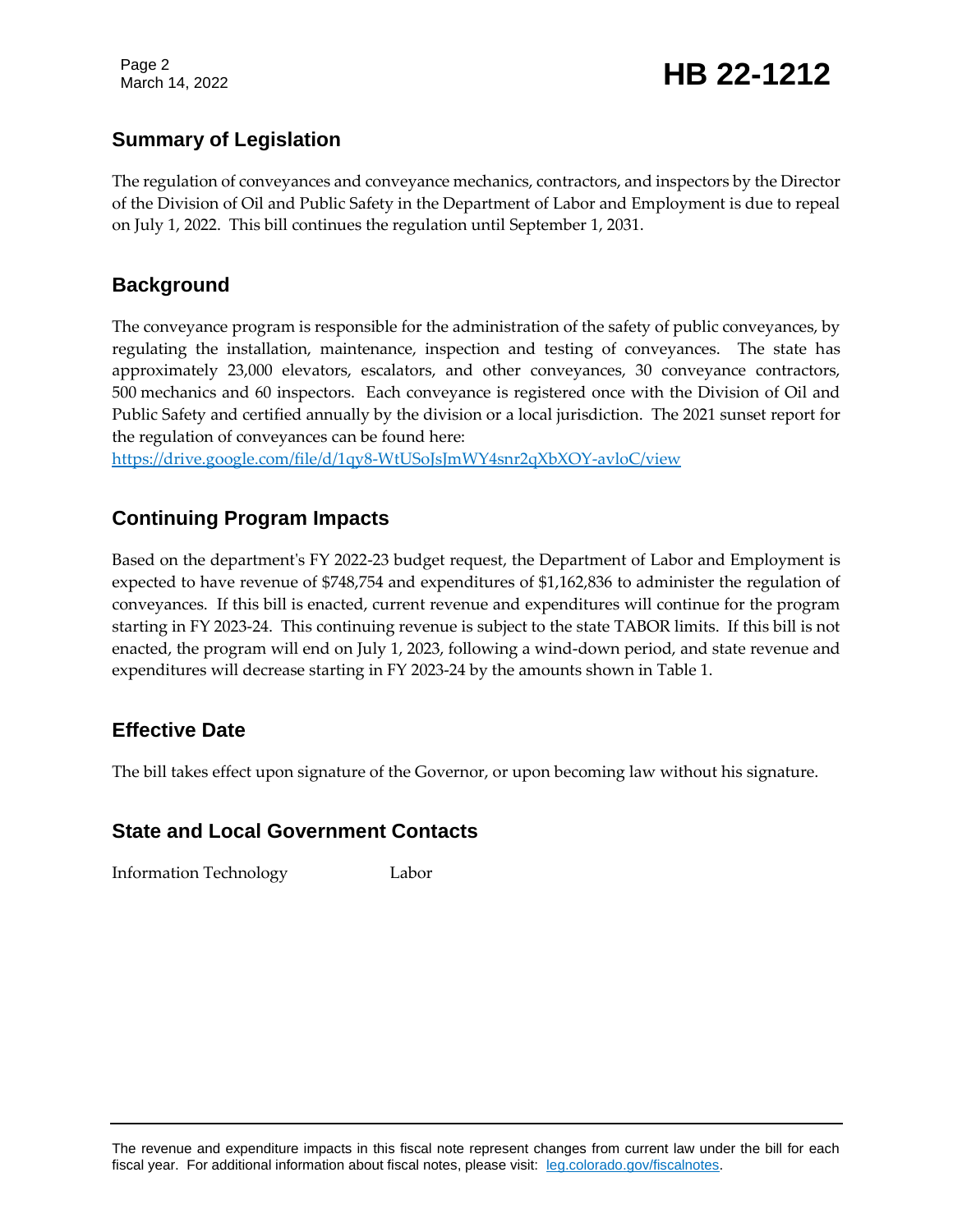## Summary of Legislation

The regulation of conveyances and conveyance mechanics, contractors, and inspectors by the Director of the Division of Oil and Public Safety in the Department of Labor and Employment is due to repeal on July 1, 2022. This bill continues the regulation until September 1, 2031.

## Background

The conveyance program is responsible for the administration of the safety of public conveyances, by regulating the installation, maintenance, inspection and testing of conveyances. The state has approximately 23,000 elevators, escalators, and other conveyances, 30 conveyance contractors, 500 mechanics and 60 inspectors. Each conveyance is registered once with the Division of Oil and Public Safety and certified annually by the division or a local jurisdiction. The 2021 sunset report for the regulation of conveyances can be found here:
https://drive.google.com/file/d/1qy8-WtUSoJsJmWY4snr2qXbXOY-avloC/view

## Continuing Program Impacts

Based on the department's FY 2022-23 budget request, the Department of Labor and Employment is expected to have revenue of $748,754 and expenditures of $1,162,836 to administer the regulation of conveyances. If this bill is enacted, current revenue and expenditures will continue for the program starting in FY 2023-24. This continuing revenue is subject to the state TABOR limits. If this bill is not enacted, the program will end on July 1, 2023, following a wind-down period, and state revenue and expenditures will decrease starting in FY 2023-24 by the amounts shown in Table 1.

## Effective Date

The bill takes effect upon signature of the Governor, or upon becoming law without his signature.

## State and Local Government Contacts

Information Technology

Labor

The revenue and expenditure impacts in this fiscal note represent changes from current law under the bill for each fiscal year. For additional information about fiscal notes, please visit: leg.colorado.gov/fiscalnotes.